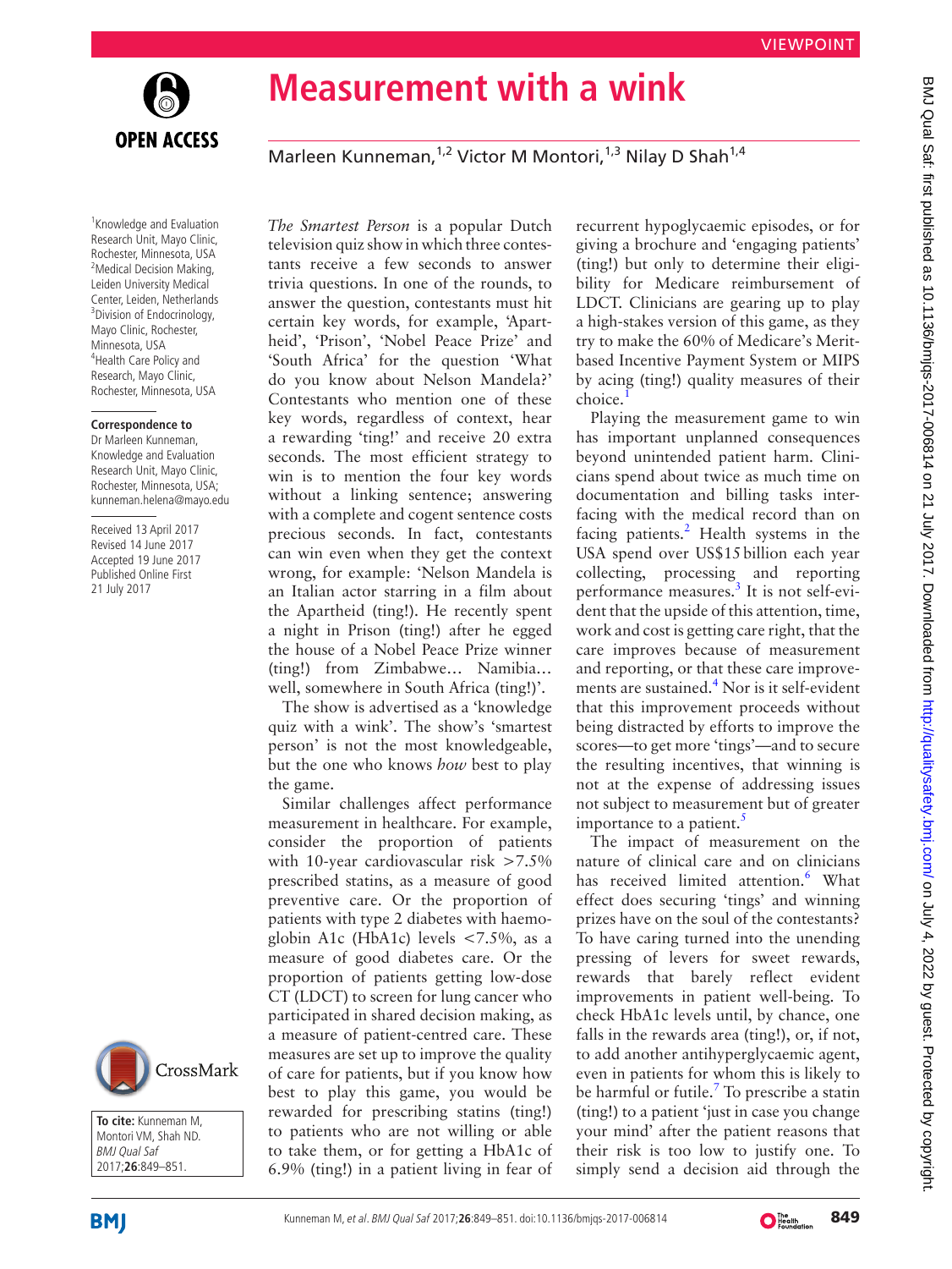# Measurement with a wink

Marleen Kunneman,[1,2] Victor M Montori,[1,3] Nilay D Shah[1,4]

[1]Knowledge and Evaluation Research Unit, Mayo Clinic, Rochester, Minnesota, USA
[2]Medical Decision Making, Leiden University Medical Center, Leiden, Netherlands
[3]Division of Endocrinology, Mayo Clinic, Rochester, Minnesota, USA
[4]Health Care Policy and Research, Mayo Clinic, Rochester, Minnesota, USA

**Correspondence to**
Dr Marleen Kunneman, Knowledge and Evaluation Research Unit, Mayo Clinic, Rochester, Minnesota, USA; kunneman.helena@mayo.edu

Received 13 April 2017
Revised 14 June 2017
Accepted 19 June 2017
Published Online First 21 July 2017

**To cite:** Kunneman M, Montori VM, Shah ND. *BMJ Qual Saf* 2017;**26**:849–851.

*The Smartest Person* is a popular Dutch television quiz show in which three contestants receive a few seconds to answer trivia questions. In one of the rounds, to answer the question, contestants must hit certain key words, for example, 'Apartheid', 'Prison', 'Nobel Peace Prize' and 'South Africa' for the question 'What do you know about Nelson Mandela?' Contestants who mention one of these key words, regardless of context, hear a rewarding 'ting!' and receive 20 extra seconds. The most efficient strategy to win is to mention the four key words without a linking sentence; answering with a complete and cogent sentence costs precious seconds. In fact, contestants can win even when they get the context wrong, for example: 'Nelson Mandela is an Italian actor starring in a film about the Apartheid (ting!). He recently spent a night in Prison (ting!) after he egged the house of a Nobel Peace Prize winner (ting!) from Zimbabwe… Namibia… well, somewhere in South Africa (ting!)'.

The show is advertised as a 'knowledge quiz with a wink'. The show's 'smartest person' is not the most knowledgeable, but the one who knows *how* best to play the game.

Similar challenges affect performance measurement in healthcare. For example, consider the proportion of patients with 10-year cardiovascular risk >7.5% prescribed statins, as a measure of good preventive care. Or the proportion of patients with type 2 diabetes with haemoglobin A1c (HbA1c) levels <7.5%, as a measure of good diabetes care. Or the proportion of patients getting low-dose CT (LDCT) to screen for lung cancer who participated in shared decision making, as a measure of patient-centred care. These measures are set up to improve the quality of care for patients, but if you know how best to play this game, you would be rewarded for prescribing statins (ting!) to patients who are not willing or able to take them, or for getting a HbA1c of 6.9% (ting!) in a patient living in fear of recurrent hypoglycaemic episodes, or for giving a brochure and 'engaging patients' (ting!) but only to determine their eligibility for Medicare reimbursement of LDCT. Clinicians are gearing up to play a high-stakes version of this game, as they try to make the 60% of Medicare's Merit-based Incentive Payment System or MIPS by acing (ting!) quality measures of their choice.[1]

Playing the measurement game to win has important unplanned consequences beyond unintended patient harm. Clinicians spend about twice as much time on documentation and billing tasks interfacing with the medical record than on facing patients.[2] Health systems in the USA spend over US$15 billion each year collecting, processing and reporting performance measures.[3] It is not self-evident that the upside of this attention, time, work and cost is getting care right, that the care improves because of measurement and reporting, or that these care improvements are sustained.[4] Nor is it self-evident that this improvement proceeds without being distracted by efforts to improve the scores—to get more 'tings'—and to secure the resulting incentives, that winning is not at the expense of addressing issues not subject to measurement but of greater importance to a patient.[5]

The impact of measurement on the nature of clinical care and on clinicians has received limited attention.[6] What effect does securing 'tings' and winning prizes have on the soul of the contestants? To have caring turned into the unending pressing of levers for sweet rewards, rewards that barely reflect evident improvements in patient well-being. To check HbA1c levels until, by chance, one falls in the rewards area (ting!), or, if not, to add another antihyperglycaemic agent, even in patients for whom this is likely to be harmful or futile.[7] To prescribe a statin (ting!) to a patient 'just in case you change your mind' after the patient reasons that their risk is too low to justify one. To simply send a decision aid through the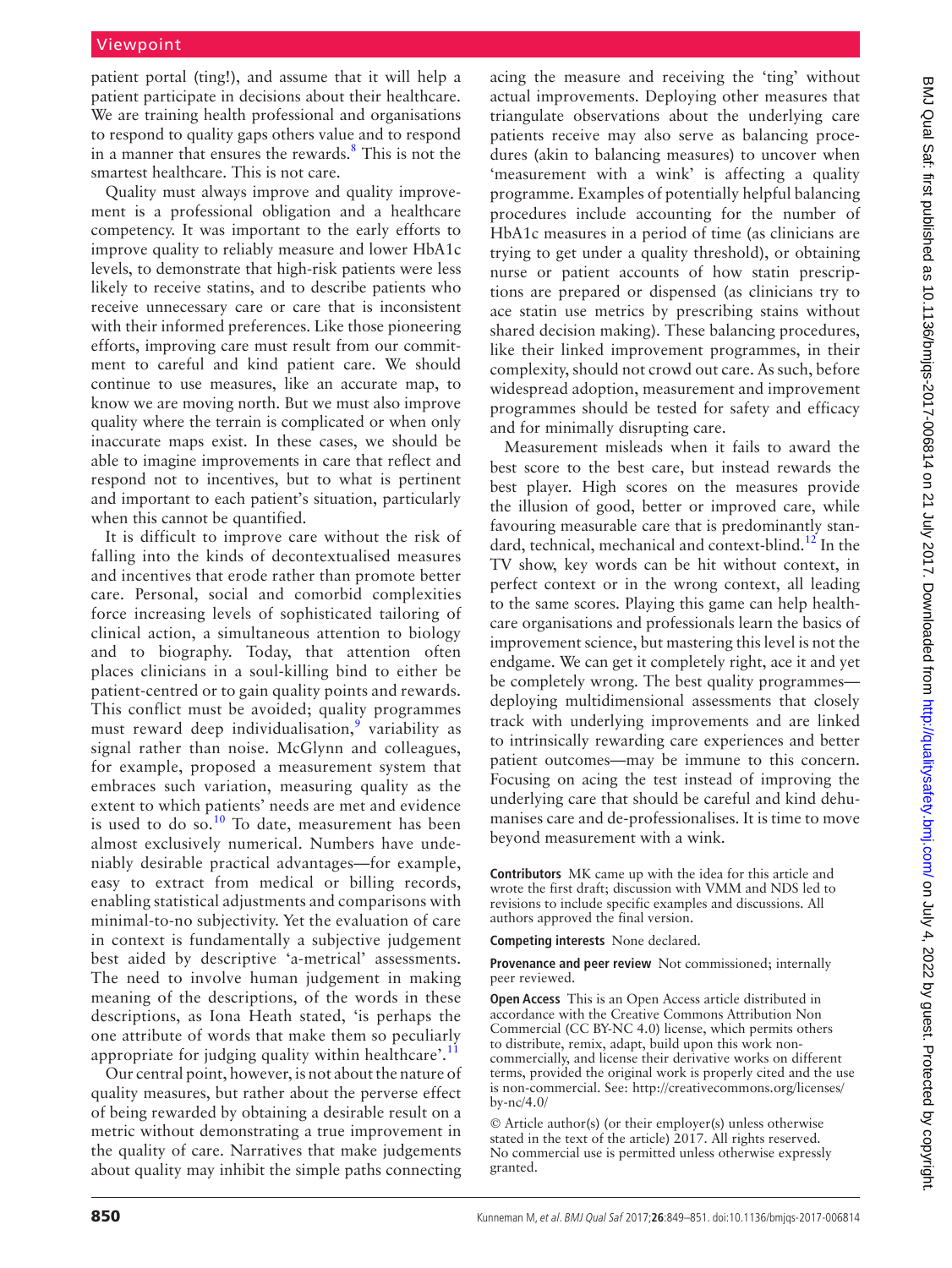patient portal (ting!), and assume that it will help a patient participate in decisions about their healthcare. We are training health professional and organisations to respond to quality gaps others value and to respond in a manner that ensures the rewards.[8] This is not the smartest healthcare. This is not care.

Quality must always improve and quality improvement is a professional obligation and a healthcare competency. It was important to the early efforts to improve quality to reliably measure and lower HbA1c levels, to demonstrate that high-risk patients were less likely to receive statins, and to describe patients who receive unnecessary care or care that is inconsistent with their informed preferences. Like those pioneering efforts, improving care must result from our commitment to careful and kind patient care. We should continue to use measures, like an accurate map, to know we are moving north. But we must also improve quality where the terrain is complicated or when only inaccurate maps exist. In these cases, we should be able to imagine improvements in care that reflect and respond not to incentives, but to what is pertinent and important to each patient's situation, particularly when this cannot be quantified.

It is difficult to improve care without the risk of falling into the kinds of decontextualised measures and incentives that erode rather than promote better care. Personal, social and comorbid complexities force increasing levels of sophisticated tailoring of clinical action, a simultaneous attention to biology and to biography. Today, that attention often places clinicians in a soul-killing bind to either be patient-centred or to gain quality points and rewards. This conflict must be avoided; quality programmes must reward deep individualisation,[9] variability as signal rather than noise. McGlynn and colleagues, for example, proposed a measurement system that embraces such variation, measuring quality as the extent to which patients' needs are met and evidence is used to do so.[10] To date, measurement has been almost exclusively numerical. Numbers have undeniably desirable practical advantages—for example, easy to extract from medical or billing records, enabling statistical adjustments and comparisons with minimal-to-no subjectivity. Yet the evaluation of care in context is fundamentally a subjective judgement best aided by descriptive 'a-metrical' assessments. The need to involve human judgement in making meaning of the descriptions, of the words in these descriptions, as Iona Heath stated, 'is perhaps the one attribute of words that make them so peculiarly appropriate for judging quality within healthcare'.[11]

Our central point, however, is not about the nature of quality measures, but rather about the perverse effect of being rewarded by obtaining a desirable result on a metric without demonstrating a true improvement in the quality of care. Narratives that make judgements about quality may inhibit the simple paths connecting acing the measure and receiving the 'ting' without actual improvements. Deploying other measures that triangulate observations about the underlying care patients receive may also serve as balancing procedures (akin to balancing measures) to uncover when 'measurement with a wink' is affecting a quality programme. Examples of potentially helpful balancing procedures include accounting for the number of HbA1c measures in a period of time (as clinicians are trying to get under a quality threshold), or obtaining nurse or patient accounts of how statin prescriptions are prepared or dispensed (as clinicians try to ace statin use metrics by prescribing stains without shared decision making). These balancing procedures, like their linked improvement programmes, in their complexity, should not crowd out care. As such, before widespread adoption, measurement and improvement programmes should be tested for safety and efficacy and for minimally disrupting care.

Measurement misleads when it fails to award the best score to the best care, but instead rewards the best player. High scores on the measures provide the illusion of good, better or improved care, while favouring measurable care that is predominantly standard, technical, mechanical and context-blind.[12] In the TV show, key words can be hit without context, in perfect context or in the wrong context, all leading to the same scores. Playing this game can help healthcare organisations and professionals learn the basics of improvement science, but mastering this level is not the endgame. We can get it completely right, ace it and yet be completely wrong. The best quality programmes—deploying multidimensional assessments that closely track with underlying improvements and are linked to intrinsically rewarding care experiences and better patient outcomes—may be immune to this concern. Focusing on acing the test instead of improving the underlying care that should be careful and kind dehumanises care and de-professionalises. It is time to move beyond measurement with a wink.

**Contributors** MK came up with the idea for this article and wrote the first draft; discussion with VMM and NDS led to revisions to include specific examples and discussions. All authors approved the final version.

**Competing interests** None declared.

**Provenance and peer review** Not commissioned; internally peer reviewed.

**Open Access** This is an Open Access article distributed in accordance with the Creative Commons Attribution Non Commercial (CC BY-NC 4.0) license, which permits others to distribute, remix, adapt, build upon this work non-commercially, and license their derivative works on different terms, provided the original work is properly cited and the use is non-commercial. See: http://creativecommons.org/licenses/by-nc/4.0/

© Article author(s) (or their employer(s) unless otherwise stated in the text of the article) 2017. All rights reserved. No commercial use is permitted unless otherwise expressly granted.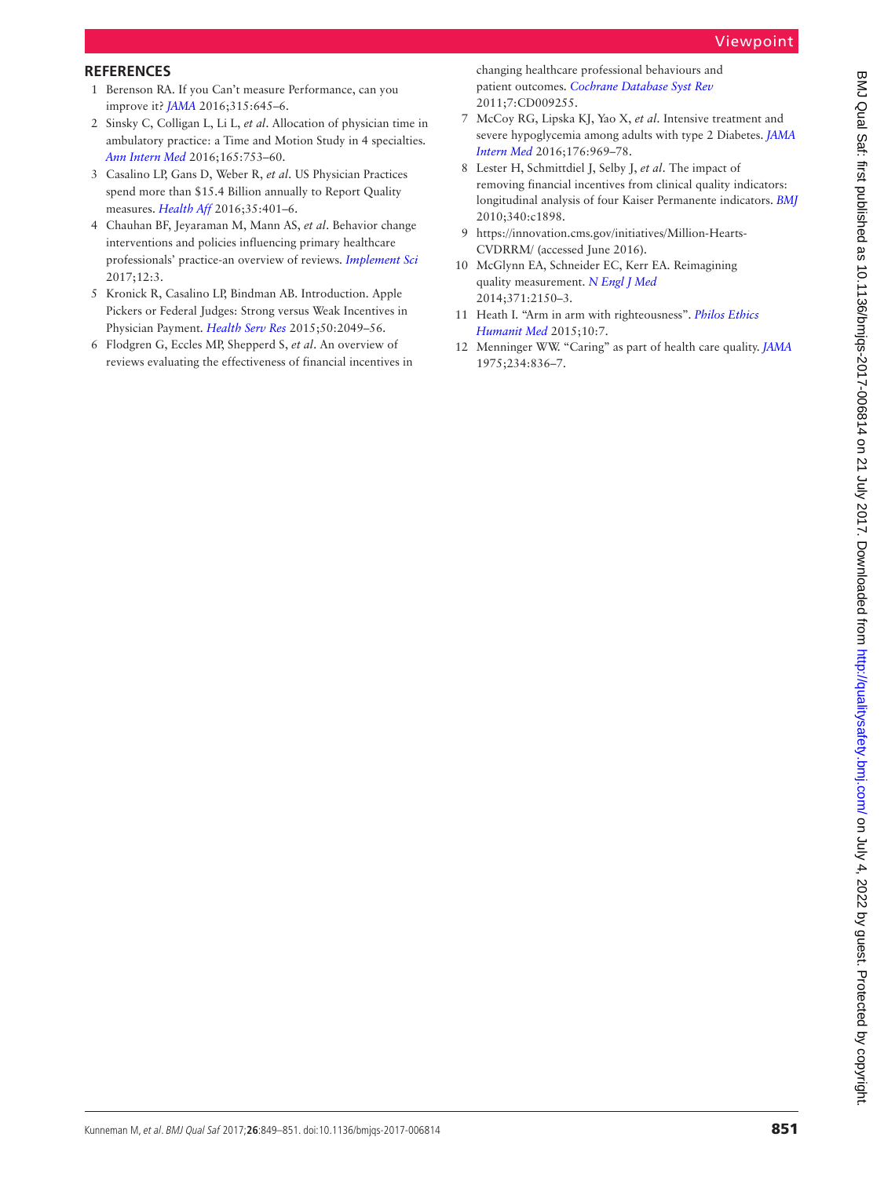## REFERENCES

1. Berenson RA. If you Can't measure Performance, can you improve it? *JAMA* 2016;315:645–6.
2. Sinsky C, Colligan L, Li L, *et al*. Allocation of physician time in ambulatory practice: a Time and Motion Study in 4 specialties. *Ann Intern Med* 2016;165:753–60.
3. Casalino LP, Gans D, Weber R, *et al*. US Physician Practices spend more than $15.4 Billion annually to Report Quality measures. *Health Aff* 2016;35:401–6.
4. Chauhan BF, Jeyaraman M, Mann AS, *et al*. Behavior change interventions and policies influencing primary healthcare professionals' practice-an overview of reviews. *Implement Sci* 2017;12:3.
5. Kronick R, Casalino LP, Bindman AB. Introduction. Apple Pickers or Federal Judges: Strong versus Weak Incentives in Physician Payment. *Health Serv Res* 2015;50:2049–56.
6. Flodgren G, Eccles MP, Shepperd S, *et al*. An overview of reviews evaluating the effectiveness of financial incentives in changing healthcare professional behaviours and patient outcomes. *Cochrane Database Syst Rev* 2011;7:CD009255.
7. McCoy RG, Lipska KJ, Yao X, *et al*. Intensive treatment and severe hypoglycemia among adults with type 2 Diabetes. *JAMA Intern Med* 2016;176:969–78.
8. Lester H, Schmittdiel J, Selby J, *et al*. The impact of removing financial incentives from clinical quality indicators: longitudinal analysis of four Kaiser Permanente indicators. *BMJ* 2010;340:c1898.
9. https://innovation.cms.gov/initiatives/Million-Hearts-CVDRRM/ (accessed June 2016).
10. McGlynn EA, Schneider EC, Kerr EA. Reimagining quality measurement. *N Engl J Med* 2014;371:2150–3.
11. Heath I. "Arm in arm with righteousness". *Philos Ethics Humanit Med* 2015;10:7.
12. Menninger WW. "Caring" as part of health care quality. *JAMA* 1975;234:836–7.